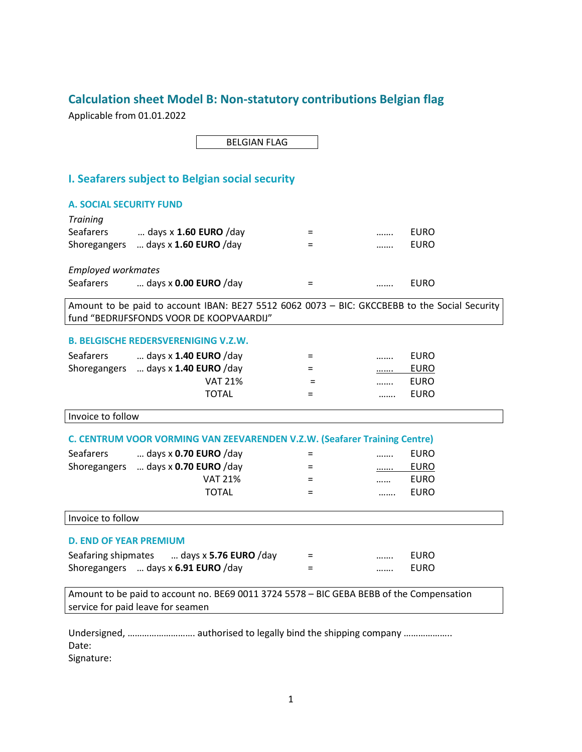# Calculation sheet Model B: Non-statutory contributions Belgian flag

Applicable from 01.01.2022

BELGIAN FLAG

## I. Seafarers subject to Belgian social security

### A. SOCIAL SECURITY FUND

*Training*

| | | | | |
|---|---|---|---|---|
| Seafarers | … days x **1.60 EURO** /day | = | ……. | EURO |
| Shoregangers | … days x **1.60 EURO** /day | = | ……. | EURO |

*Employed workmates*

| | | | | |
|---|---|---|---|---|
| Seafarers | … days x **0.00 EURO** /day | = | ……. | EURO |

Amount to be paid to account IBAN: BE27 5512 6062 0073 – BIC: GKCCBEBB to the Social Security fund "BEDRIJFSFONDS VOOR DE KOOPVAARDIJ"

### B. BELGISCHE REDERSVERENIGING V.Z.W.

| | | | | |
|---|---|---|---|---|
| Seafarers | … days x **1.40 EURO** /day | = | ……. | EURO |
| Shoregangers | … days x **1.40 EURO** /day | = | ……. | EURO |
| | VAT 21% | = | ……. | EURO |
| | TOTAL | = | ……. | EURO |

Invoice to follow

### C. CENTRUM VOOR VORMING VAN ZEEVARENDEN V.Z.W. (Seafarer Training Centre)

| | | | | |
|---|---|---|---|---|
| Seafarers | … days x **0.70 EURO** /day | = | ……. | EURO |
| Shoregangers | … days x **0.70 EURO** /day | = | ……. | EURO |
| | VAT 21% | = | …… | EURO |
| | TOTAL | = | ……. | EURO |

Invoice to follow

### D. END OF YEAR PREMIUM

| | | | | |
|---|---|---|---|---|
| Seafaring shipmates | … days x **5.76 EURO** /day | = | ……. | EURO |
| Shoregangers | … days x **6.91 EURO** /day | = | ……. | EURO |

Amount to be paid to account no. BE69 0011 3724 5578 – BIC GEBA BEBB of the Compensation service for paid leave for seamen

Undersigned, ………………………. authorised to legally bind the shipping company ………………..
Date:
Signature: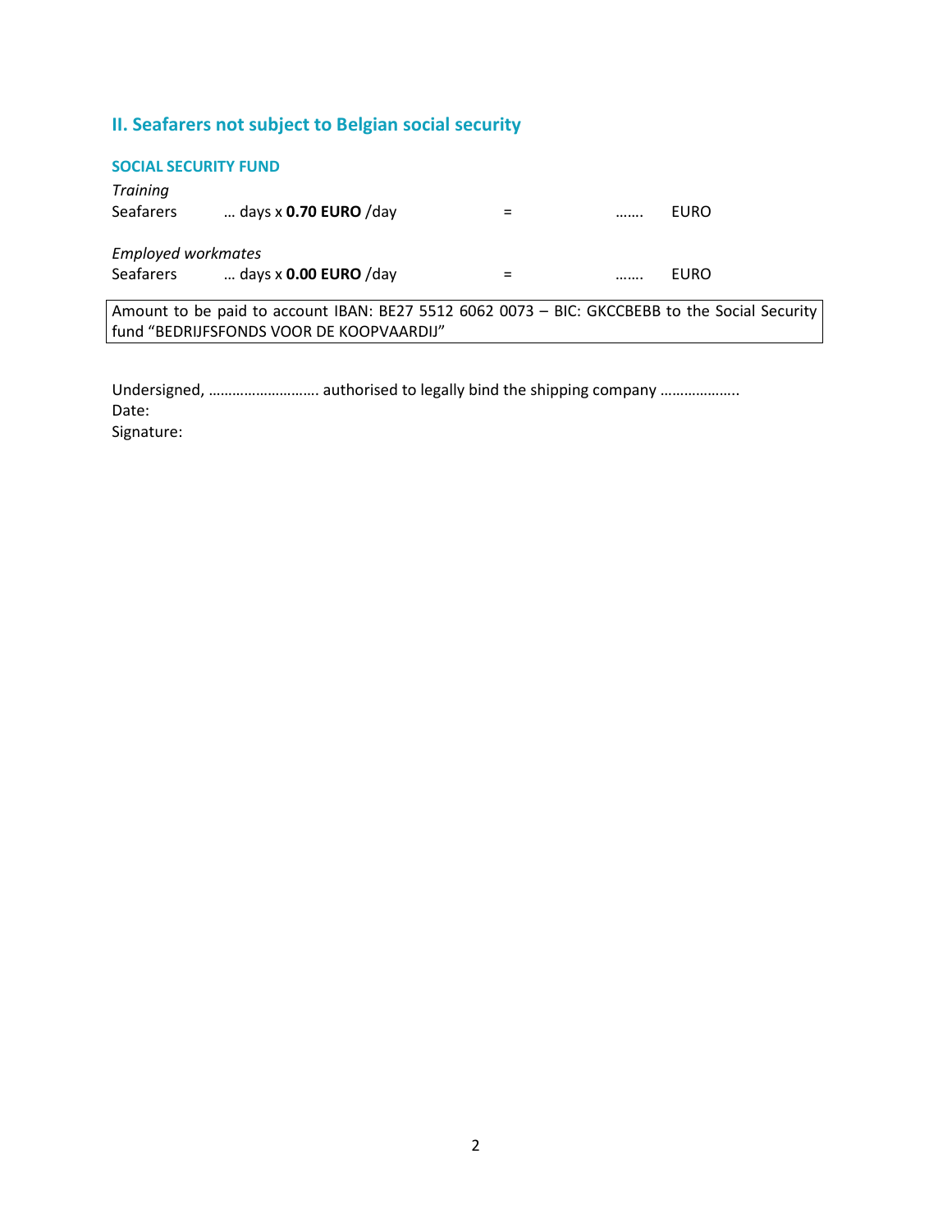## II. Seafarers not subject to Belgian social security

### SOCIAL SECURITY FUND

*Training*

| | | | | |
|---|---|---|---|---|
| Seafarers | … days x **0.70 EURO** /day | = | ……. | EURO |

*Employed workmates*

| | | | | |
|---|---|---|---|---|
| Seafarers | … days x **0.00 EURO** /day | = | ……. | EURO |

> Amount to be paid to account IBAN: BE27 5512 6062 0073 – BIC: GKCCBEBB to the Social Security fund "BEDRIJFSFONDS VOOR DE KOOPVAARDIJ"

Undersigned, ………………………. authorised to legally bind the shipping company ………………..
Date:
Signature: